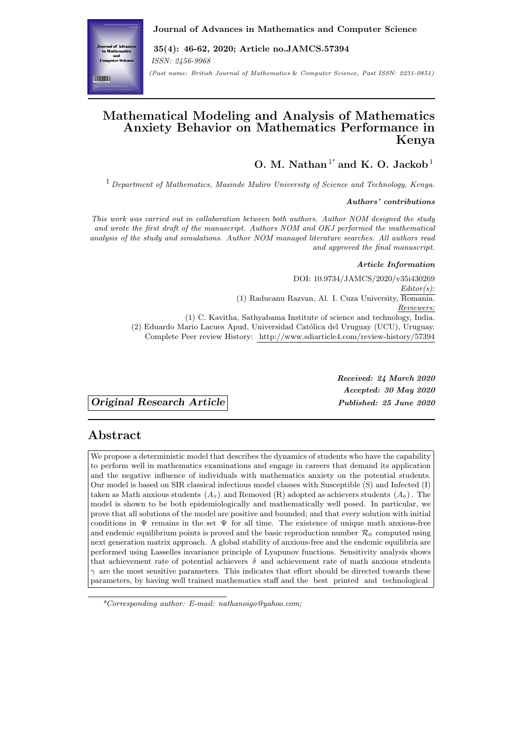**Journal of Advances in Mathematics and Computer Science**

**35(4): 46-62, 2020; Article no.JAMCS.57394**

*ISSN: 2456-9968*

*(Past name: British Journal of Mathematics & Computer Science, Past ISSN: 2231-0851)*

# Mathematical Modeling and Analysis of Mathematics Anxiety Behavior on Mathematics Performance in Kenya

**O. M. Nathan**[1*] **and K. O. Jackob**[1]

[1] *Department of Mathematics, Masinde Muliro University of Science and Technology, Kenya.*

***Authors' contributions***

*This work was carried out in collaboration between both authors. Author NOM designed the study and wrote the first draft of the manuscript. Authors NOM and OKJ performed the mathematical analysis of the study and simulations. Author NOM managed literature searches. All authors read and approved the final manuscript.*

***Article Information***

DOI: 10.9734/JAMCS/2020/v35i430269

*Editor(s):*

(1) Raducanu Razvan, Al. I. Cuza University, Romania.

*Reviewers:*

(1) C. Kavitha, Sathyabama Institute of science and technology, India.

(2) Eduardo Mario Lacues Apud, Universidad Católica del Uruguay (UCU), Uruguay.

Complete Peer review History: http://www.sdiarticle4.com/review-history/57394

***Original Research Article***

***Received: 24 March 2020***

***Accepted: 30 May 2020***

***Published: 25 June 2020***

## Abstract

We propose a deterministic model that describes the dynamics of students who have the capability to perform well in mathematics examinations and engage in careers that demand its application and the negative influence of individuals with mathematics anxiety on the potential students. Our model is based on SIR classical infectious model classes with Susceptible (S) and Infected (I) taken as Math anxious students $(A_x)$ and Removed (R) adopted as achievers students $(A_a)$. The model is shown to be both epidemiologically and mathematically well posed. In particular, we prove that all solutions of the model are positive and bounded; and that every solution with initial conditions in $\Psi$ remains in the set $\Psi$ for all time. The existence of unique math anxious-free and endemic equilibrium points is proved and the basic reproduction number $\mathcal{R}_0$ computed using next generation matrix approach. A global stability of anxious-free and the endemic equilibria are performed using Lasselles invariance principle of Lyapunov functions. Sensitivity analysis shows that achievement rate of potential achievers $\delta$ and achievement rate of math anxious students $\gamma$ are the most sensitive parameters. This indicates that effort should be directed towards these parameters, by having well trained mathematics staff and the best printed and technological

---

*Corresponding author: E-mail: nathanoigo@yahoo.com;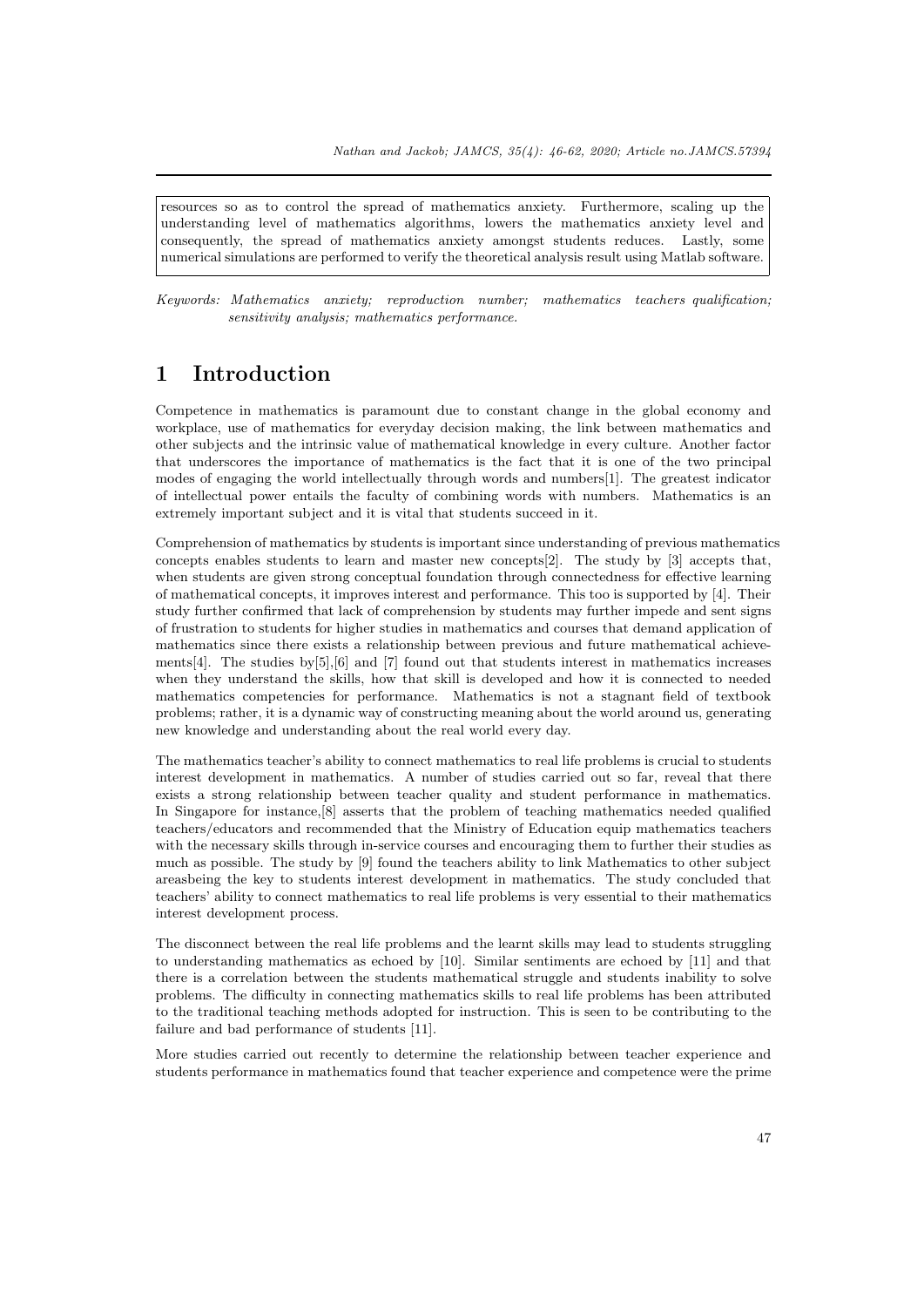resources so as to control the spread of mathematics anxiety. Furthermore, scaling up the understanding level of mathematics algorithms, lowers the mathematics anxiety level and consequently, the spread of mathematics anxiety amongst students reduces. Lastly, some numerical simulations are performed to verify the theoretical analysis result using Matlab software.

*Keywords: Mathematics anxiety; reproduction number; mathematics teachers qualification; sensitivity analysis; mathematics performance.*

# 1 Introduction

Competence in mathematics is paramount due to constant change in the global economy and workplace, use of mathematics for everyday decision making, the link between mathematics and other subjects and the intrinsic value of mathematical knowledge in every culture. Another factor that underscores the importance of mathematics is the fact that it is one of the two principal modes of engaging the world intellectually through words and numbers[1]. The greatest indicator of intellectual power entails the faculty of combining words with numbers. Mathematics is an extremely important subject and it is vital that students succeed in it.

Comprehension of mathematics by students is important since understanding of previous mathematics concepts enables students to learn and master new concepts[2]. The study by [3] accepts that, when students are given strong conceptual foundation through connectedness for effective learning of mathematical concepts, it improves interest and performance. This too is supported by [4]. Their study further confirmed that lack of comprehension by students may further impede and sent signs of frustration to students for higher studies in mathematics and courses that demand application of mathematics since there exists a relationship between previous and future mathematical achievements[4]. The studies by[5],[6] and [7] found out that students interest in mathematics increases when they understand the skills, how that skill is developed and how it is connected to needed mathematics competencies for performance. Mathematics is not a stagnant field of textbook problems; rather, it is a dynamic way of constructing meaning about the world around us, generating new knowledge and understanding about the real world every day.

The mathematics teacher's ability to connect mathematics to real life problems is crucial to students interest development in mathematics. A number of studies carried out so far, reveal that there exists a strong relationship between teacher quality and student performance in mathematics. In Singapore for instance,[8] asserts that the problem of teaching mathematics needed qualified teachers/educators and recommended that the Ministry of Education equip mathematics teachers with the necessary skills through in-service courses and encouraging them to further their studies as much as possible. The study by [9] found the teachers ability to link Mathematics to other subject areasbeing the key to students interest development in mathematics. The study concluded that teachers' ability to connect mathematics to real life problems is very essential to their mathematics interest development process.

The disconnect between the real life problems and the learnt skills may lead to students struggling to understanding mathematics as echoed by [10]. Similar sentiments are echoed by [11] and that there is a correlation between the students mathematical struggle and students inability to solve problems. The difficulty in connecting mathematics skills to real life problems has been attributed to the traditional teaching methods adopted for instruction. This is seen to be contributing to the failure and bad performance of students [11].

More studies carried out recently to determine the relationship between teacher experience and students performance in mathematics found that teacher experience and competence were the prime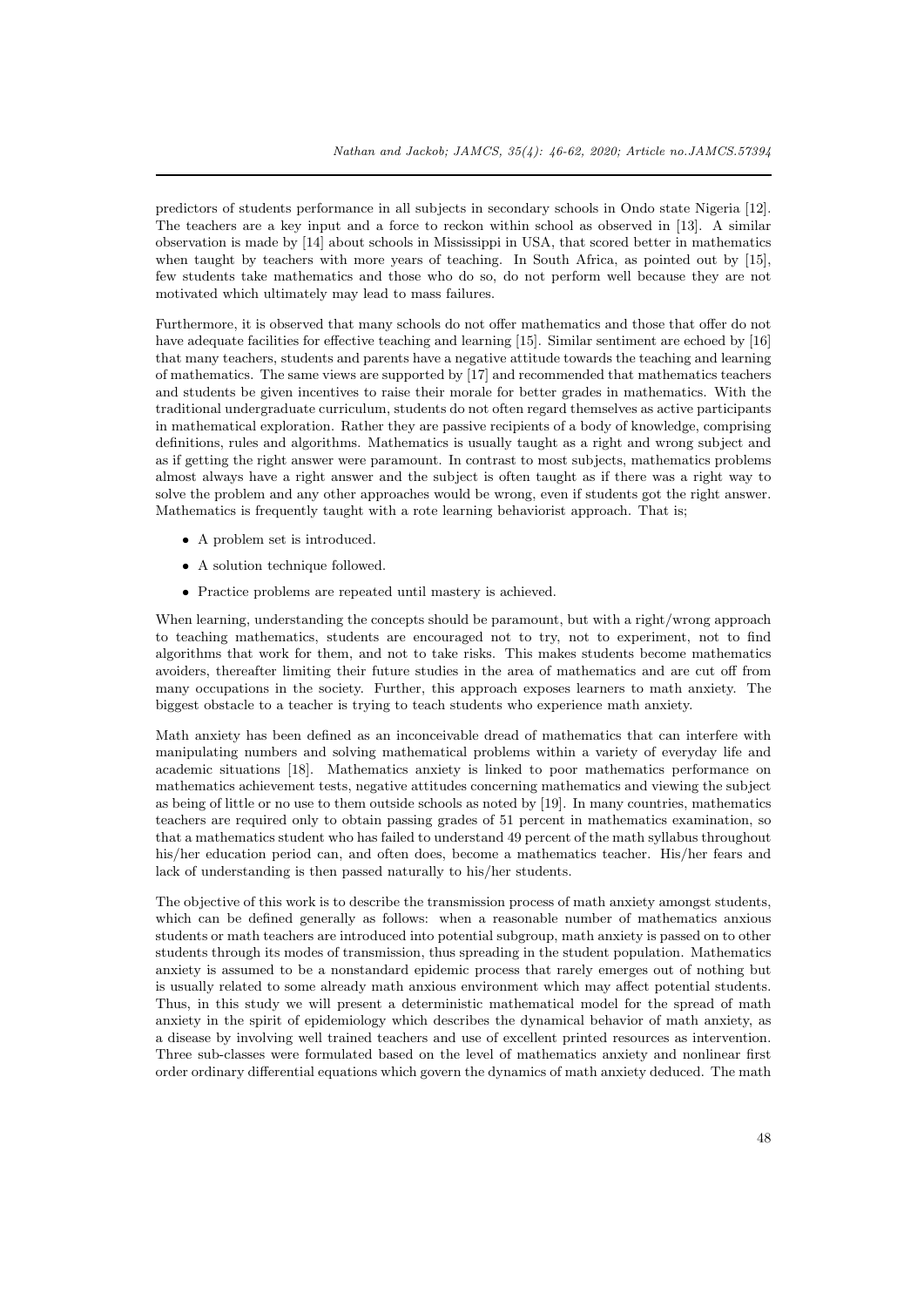predictors of students performance in all subjects in secondary schools in Ondo state Nigeria [12]. The teachers are a key input and a force to reckon within school as observed in [13]. A similar observation is made by [14] about schools in Mississippi in USA, that scored better in mathematics when taught by teachers with more years of teaching. In South Africa, as pointed out by [15], few students take mathematics and those who do so, do not perform well because they are not motivated which ultimately may lead to mass failures.

Furthermore, it is observed that many schools do not offer mathematics and those that offer do not have adequate facilities for effective teaching and learning [15]. Similar sentiment are echoed by [16] that many teachers, students and parents have a negative attitude towards the teaching and learning of mathematics. The same views are supported by [17] and recommended that mathematics teachers and students be given incentives to raise their morale for better grades in mathematics. With the traditional undergraduate curriculum, students do not often regard themselves as active participants in mathematical exploration. Rather they are passive recipients of a body of knowledge, comprising definitions, rules and algorithms. Mathematics is usually taught as a right and wrong subject and as if getting the right answer were paramount. In contrast to most subjects, mathematics problems almost always have a right answer and the subject is often taught as if there was a right way to solve the problem and any other approaches would be wrong, even if students got the right answer. Mathematics is frequently taught with a rote learning behaviorist approach. That is;

- A problem set is introduced.
- A solution technique followed.
- Practice problems are repeated until mastery is achieved.

When learning, understanding the concepts should be paramount, but with a right/wrong approach to teaching mathematics, students are encouraged not to try, not to experiment, not to find algorithms that work for them, and not to take risks. This makes students become mathematics avoiders, thereafter limiting their future studies in the area of mathematics and are cut off from many occupations in the society. Further, this approach exposes learners to math anxiety. The biggest obstacle to a teacher is trying to teach students who experience math anxiety.

Math anxiety has been defined as an inconceivable dread of mathematics that can interfere with manipulating numbers and solving mathematical problems within a variety of everyday life and academic situations [18]. Mathematics anxiety is linked to poor mathematics performance on mathematics achievement tests, negative attitudes concerning mathematics and viewing the subject as being of little or no use to them outside schools as noted by [19]. In many countries, mathematics teachers are required only to obtain passing grades of 51 percent in mathematics examination, so that a mathematics student who has failed to understand 49 percent of the math syllabus throughout his/her education period can, and often does, become a mathematics teacher. His/her fears and lack of understanding is then passed naturally to his/her students.

The objective of this work is to describe the transmission process of math anxiety amongst students, which can be defined generally as follows: when a reasonable number of mathematics anxious students or math teachers are introduced into potential subgroup, math anxiety is passed on to other students through its modes of transmission, thus spreading in the student population. Mathematics anxiety is assumed to be a nonstandard epidemic process that rarely emerges out of nothing but is usually related to some already math anxious environment which may affect potential students. Thus, in this study we will present a deterministic mathematical model for the spread of math anxiety in the spirit of epidemiology which describes the dynamical behavior of math anxiety, as a disease by involving well trained teachers and use of excellent printed resources as intervention. Three sub-classes were formulated based on the level of mathematics anxiety and nonlinear first order ordinary differential equations which govern the dynamics of math anxiety deduced. The math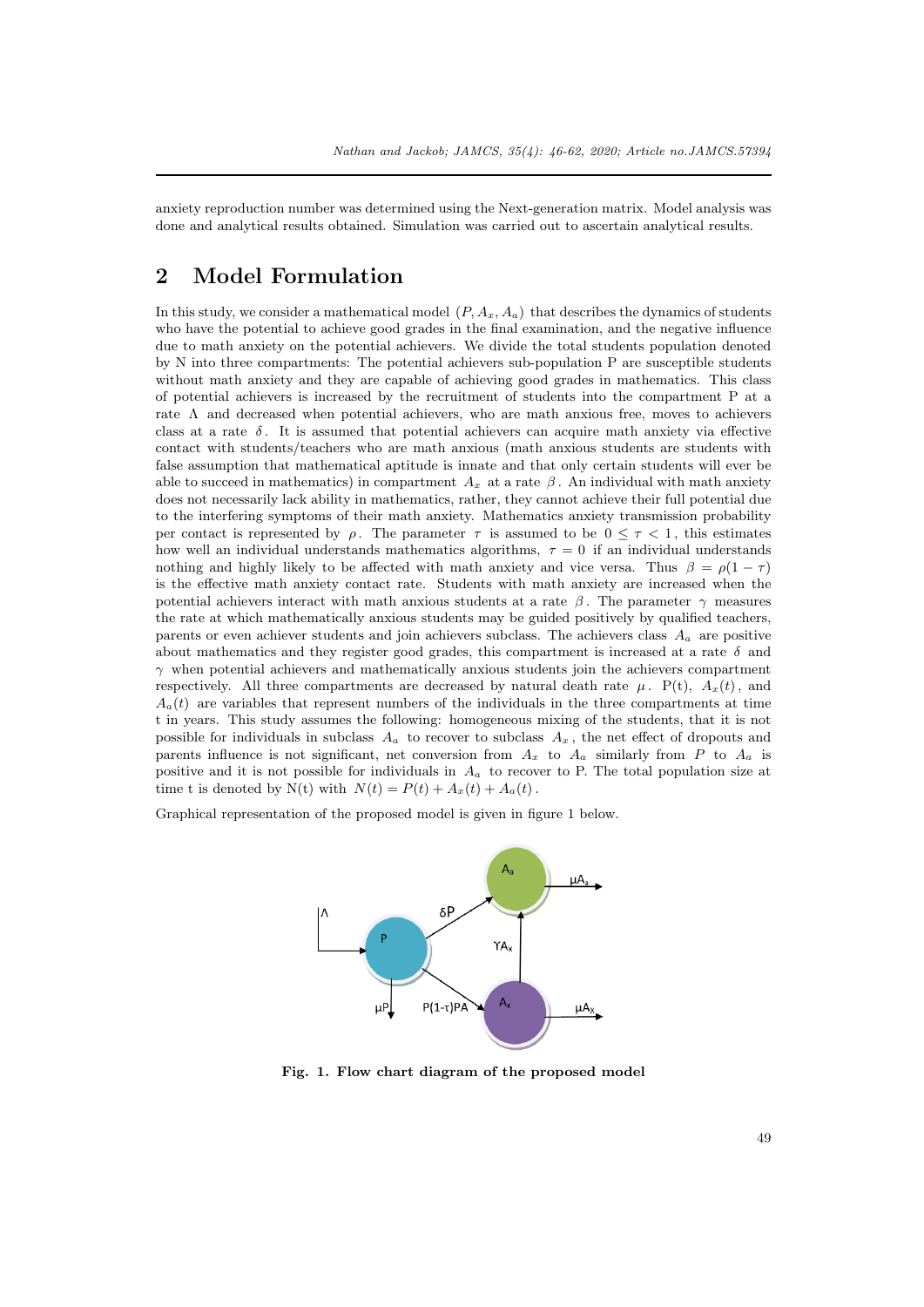anxiety reproduction number was determined using the Next-generation matrix. Model analysis was done and analytical results obtained. Simulation was carried out to ascertain analytical results.

## 2 Model Formulation

In this study, we consider a mathematical model $(P, A_x, A_a)$ that describes the dynamics of students who have the potential to achieve good grades in the final examination, and the negative influence due to math anxiety on the potential achievers. We divide the total students population denoted by N into three compartments: The potential achievers sub-population P are susceptible students without math anxiety and they are capable of achieving good grades in mathematics. This class of potential achievers is increased by the recruitment of students into the compartment P at a rate $\Lambda$ and decreased when potential achievers, who are math anxious free, moves to achievers class at a rate $\delta$. It is assumed that potential achievers can acquire math anxiety via effective contact with students/teachers who are math anxious (math anxious students are students with false assumption that mathematical aptitude is innate and that only certain students will ever be able to succeed in mathematics) in compartment $A_x$ at a rate $\beta$. An individual with math anxiety does not necessarily lack ability in mathematics, rather, they cannot achieve their full potential due to the interfering symptoms of their math anxiety. Mathematics anxiety transmission probability per contact is represented by $\rho$. The parameter $\tau$ is assumed to be $0 \leq \tau < 1$, this estimates how well an individual understands mathematics algorithms, $\tau = 0$ if an individual understands nothing and highly likely to be affected with math anxiety and vice versa. Thus $\beta = \rho(1 - \tau)$ is the effective math anxiety contact rate. Students with math anxiety are increased when the potential achievers interact with math anxious students at a rate $\beta$. The parameter $\gamma$ measures the rate at which mathematically anxious students may be guided positively by qualified teachers, parents or even achiever students and join achievers subclass. The achievers class $A_a$ are positive about mathematics and they register good grades, this compartment is increased at a rate $\delta$ and $\gamma$ when potential achievers and mathematically anxious students join the achievers compartment respectively. All three compartments are decreased by natural death rate $\mu$. P(t), $A_x(t)$, and $A_a(t)$ are variables that represent numbers of the individuals in the three compartments at time t in years. This study assumes the following: homogeneous mixing of the students, that it is not possible for individuals in subclass $A_a$ to recover to subclass $A_x$, the net effect of dropouts and parents influence is not significant, net conversion from $A_x$ to $A_a$ similarly from $P$ to $A_a$ is positive and it is not possible for individuals in $A_a$ to recover to P. The total population size at time t is denoted by N(t) with $N(t) = P(t) + A_x(t) + A_a(t)$.

Graphical representation of the proposed model is given in figure 1 below.

**Fig. 1. Flow chart diagram of the proposed model**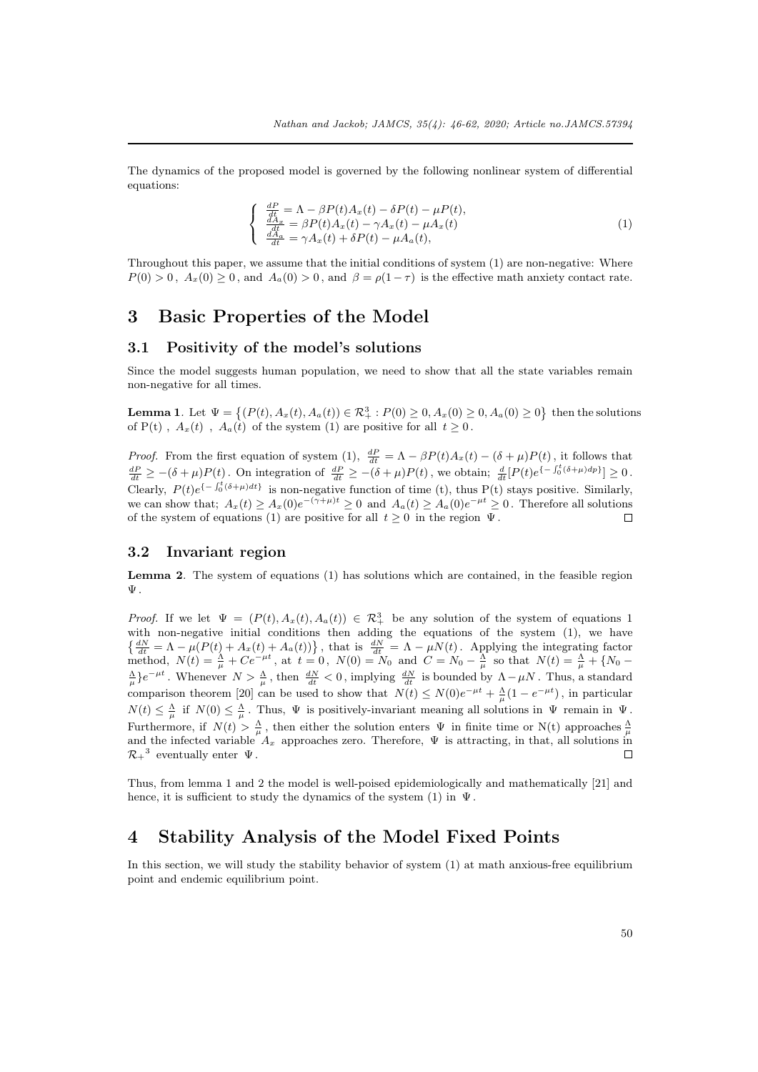The dynamics of the proposed model is governed by the following nonlinear system of differential equations:

$$
\left\{
\begin{array}{l}
\frac{dP}{dt} = \Lambda - \beta P(t)A_x(t) - \delta P(t) - \mu P(t), \\
\frac{dA_x}{dt} = \beta P(t)A_x(t) - \gamma A_x(t) - \mu A_x(t) \\
\frac{dA_a}{dt} = \gamma A_x(t) + \delta P(t) - \mu A_a(t),
\end{array}
\right. \tag{1}
$$

Throughout this paper, we assume that the initial conditions of system (1) are non-negative: Where $P(0) > 0$, $A_x(0) \geq 0$, and $A_a(0) > 0$, and $\beta = \rho(1-\tau)$ is the effective math anxiety contact rate.

# 3 Basic Properties of the Model

## 3.1 Positivity of the model's solutions

Since the model suggests human population, we need to show that all the state variables remain non-negative for all times.

**Lemma 1**. Let $\Psi = \left\{(P(t), A_x(t), A_a(t)) \in \mathcal{R}_+^3 : P(0) \geq 0, A_x(0) \geq 0, A_a(0) \geq 0\right\}$ then the solutions of P(t) , $A_x(t)$ , $A_a(t)$ of the system (1) are positive for all $t \geq 0$.

*Proof.* From the first equation of system (1), $\frac{dP}{dt} = \Lambda - \beta P(t)A_x(t) - (\delta + \mu)P(t)$, it follows that $\frac{dP}{dt} \geq -(\delta + \mu)P(t)$. On integration of $\frac{dP}{dt} \geq -(\delta + \mu)P(t)$, we obtain; $\frac{d}{dt}[P(t)e^{\{-\int_0^t(\delta+\mu)dp\}}] \geq 0$. Clearly, $P(t)e^{\{-\int_0^t(\delta+\mu)dt\}}$ is non-negative function of time (t), thus P(t) stays positive. Similarly, we can show that; $A_x(t) \geq A_x(0)e^{-(\gamma+\mu)t} \geq 0$ and $A_a(t) \geq A_a(0)e^{-\mu t} \geq 0$. Therefore all solutions of the system of equations (1) are positive for all $t \geq 0$ in the region $\Psi$. □

## 3.2 Invariant region

**Lemma 2**. The system of equations (1) has solutions which are contained, in the feasible region $\Psi$.

*Proof.* If we let $\Psi = (P(t), A_x(t), A_a(t)) \in \mathcal{R}_+^3$ be any solution of the system of equations 1 with non-negative initial conditions then adding the equations of the system (1), we have $\left\{\frac{dN}{dt} = \Lambda - \mu(P(t) + A_x(t) + A_a(t))\right\}$, that is $\frac{dN}{dt} = \Lambda - \mu N(t)$. Applying the integrating factor method, $N(t) = \frac{\Lambda}{\mu} + Ce^{-\mu t}$, at $t = 0$, $N(0) = N_0$ and $C = N_0 - \frac{\Lambda}{\mu}$ so that $N(t) = \frac{\Lambda}{\mu} + \{N_0 - \frac{\Lambda}{\mu}\}e^{-\mu t}$. Whenever $N > \frac{\Lambda}{\mu}$, then $\frac{dN}{dt} < 0$, implying $\frac{dN}{dt}$ is bounded by $\Lambda - \mu N$. Thus, a standard comparison theorem [20] can be used to show that $N(t) \leq N(0)e^{-\mu t} + \frac{\Lambda}{\mu}(1 - e^{-\mu t})$, in particular $N(t) \leq \frac{\Lambda}{\mu}$ if $N(0) \leq \frac{\Lambda}{\mu}$. Thus, $\Psi$ is positively-invariant meaning all solutions in $\Psi$ remain in $\Psi$. Furthermore, if $N(t) > \frac{\Lambda}{\mu}$, then either the solution enters $\Psi$ in finite time or N(t) approaches $\frac{\Lambda}{\mu}$ and the infected variable $A_x$ approaches zero. Therefore, $\Psi$ is attracting, in that, all solutions in ${\mathcal{R}_+}^3$ eventually enter $\Psi$. □

Thus, from lemma 1 and 2 the model is well-poised epidemiologically and mathematically [21] and hence, it is sufficient to study the dynamics of the system (1) in $\Psi$.

# 4 Stability Analysis of the Model Fixed Points

In this section, we will study the stability behavior of system (1) at math anxious-free equilibrium point and endemic equilibrium point.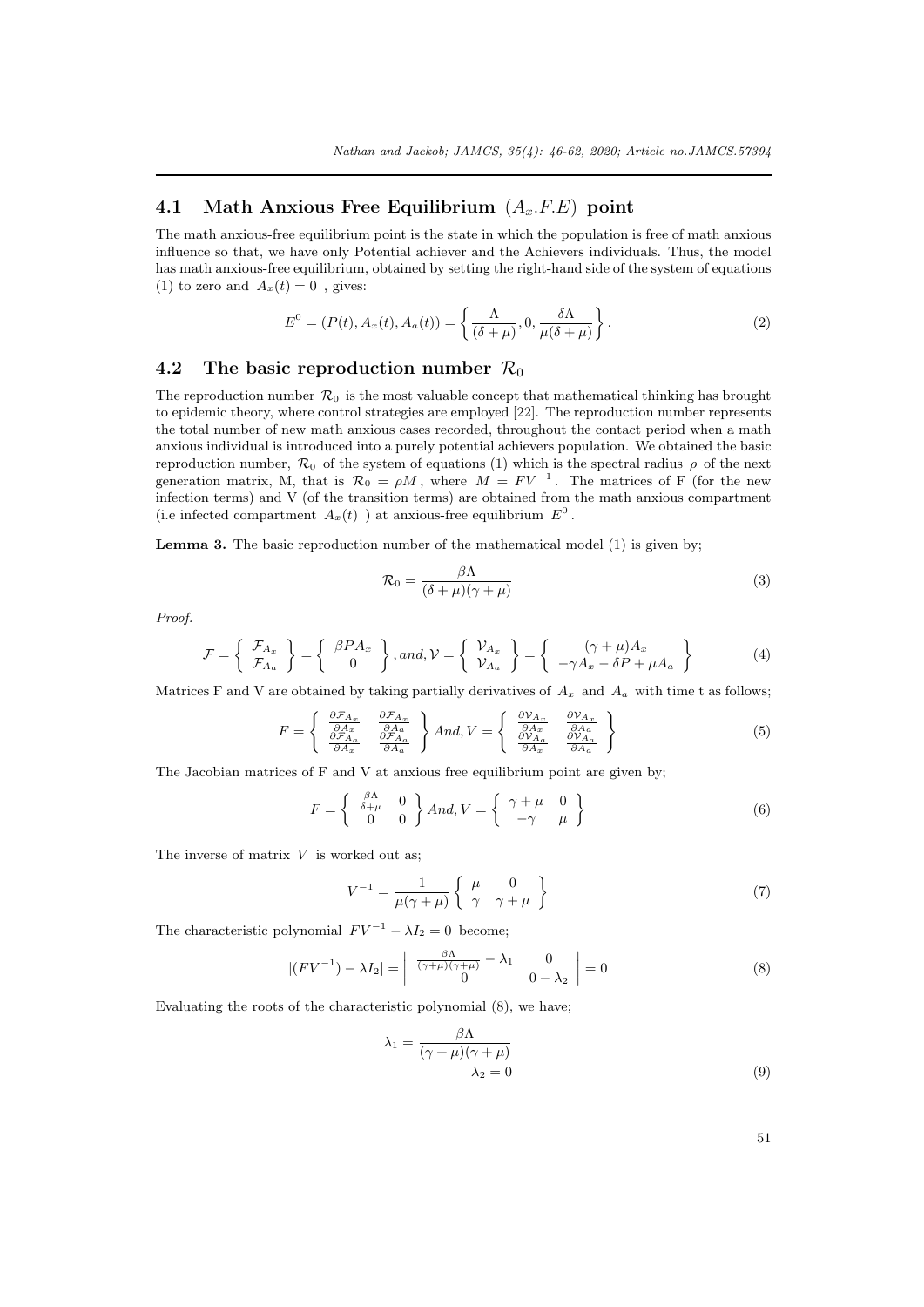## 4.1 Math Anxious Free Equilibrium $(A_x.F.E)$ point

The math anxious-free equilibrium point is the state in which the population is free of math anxious influence so that, we have only Potential achiever and the Achievers individuals. Thus, the model has math anxious-free equilibrium, obtained by setting the right-hand side of the system of equations (1) to zero and $A_x(t) = 0$ , gives:

$$E^0 = (P(t), A_x(t), A_a(t)) = \left\{ \frac{\Lambda}{(\delta+\mu)}, 0, \frac{\delta\Lambda}{\mu(\delta+\mu)} \right\}. \tag{2}$$

## 4.2 The basic reproduction number $\mathcal{R}_0$

The reproduction number $\mathcal{R}_0$ is the most valuable concept that mathematical thinking has brought to epidemic theory, where control strategies are employed [22]. The reproduction number represents the total number of new math anxious cases recorded, throughout the contact period when a math anxious individual is introduced into a purely potential achievers population. We obtained the basic reproduction number, $\mathcal{R}_0$ of the system of equations (1) which is the spectral radius $\rho$ of the next generation matrix, M, that is $\mathcal{R}_0 = \rho M$ , where $M = FV^{-1}$ . The matrices of F (for the new infection terms) and V (of the transition terms) are obtained from the math anxious compartment (i.e infected compartment $A_x(t)$ ) at anxious-free equilibrium $E^0$ .

**Lemma 3.** The basic reproduction number of the mathematical model (1) is given by;

$$\mathcal{R}_0 = \frac{\beta\Lambda}{(\delta+\mu)(\gamma+\mu)} \tag{3}$$

*Proof.*

$$\mathcal{F} = \left\{ \begin{array}{c} \mathcal{F}_{A_x} \\ \mathcal{F}_{A_a} \end{array} \right\} = \left\{ \begin{array}{c} \beta P A_x \\ 0 \end{array} \right\}, and, \mathcal{V} = \left\{ \begin{array}{c} \mathcal{V}_{A_x} \\ \mathcal{V}_{A_a} \end{array} \right\} = \left\{ \begin{array}{c} (\gamma+\mu)A_x \\ -\gamma A_x - \delta P + \mu A_a \end{array} \right\} \tag{4}$$

Matrices F and V are obtained by taking partially derivatives of $A_x$ and $A_a$ with time t as follows;

$$F = \left\{ \begin{array}{cc} \frac{\partial \mathcal{F}_{A_x}}{\partial A_x} & \frac{\partial \mathcal{F}_{A_x}}{\partial A_a} \\ \frac{\partial \mathcal{F}_{A_a}}{\partial A_x} & \frac{\partial \mathcal{F}_{A_a}}{\partial A_a} \end{array} \right\} And, V = \left\{ \begin{array}{cc} \frac{\partial \mathcal{V}_{A_x}}{\partial A_x} & \frac{\partial \mathcal{V}_{A_x}}{\partial A_a} \\ \frac{\partial \mathcal{V}_{A_a}}{\partial A_x} & \frac{\partial \mathcal{V}_{A_a}}{\partial A_a} \end{array} \right\} \tag{5}$$

The Jacobian matrices of F and V at anxious free equilibrium point are given by;

$$F = \left\{ \begin{array}{cc} \frac{\beta\Lambda}{\delta+\mu} & 0 \\ 0 & 0 \end{array} \right\} And, V = \left\{ \begin{array}{cc} \gamma+\mu & 0 \\ -\gamma & \mu \end{array} \right\} \tag{6}$$

The inverse of matrix $V$ is worked out as;

$$V^{-1} = \frac{1}{\mu(\gamma+\mu)} \left\{ \begin{array}{cc} \mu & 0 \\ \gamma & \gamma+\mu \end{array} \right\} \tag{7}$$

The characteristic polynomial $FV^{-1} - \lambda I_2 = 0$ become;

$$|(FV^{-1}) - \lambda I_2| = \left| \begin{array}{cc} \frac{\beta\Lambda}{(\gamma+\mu)(\gamma+\mu)} - \lambda_1 & 0 \\ 0 & 0 - \lambda_2 \end{array} \right| = 0 \tag{8}$$

Evaluating the roots of the characteristic polynomial (8), we have;

$$\lambda_1 = \frac{\beta\Lambda}{(\gamma+\mu)(\gamma+\mu)}$$
$$\lambda_2 = 0 \tag{9}$$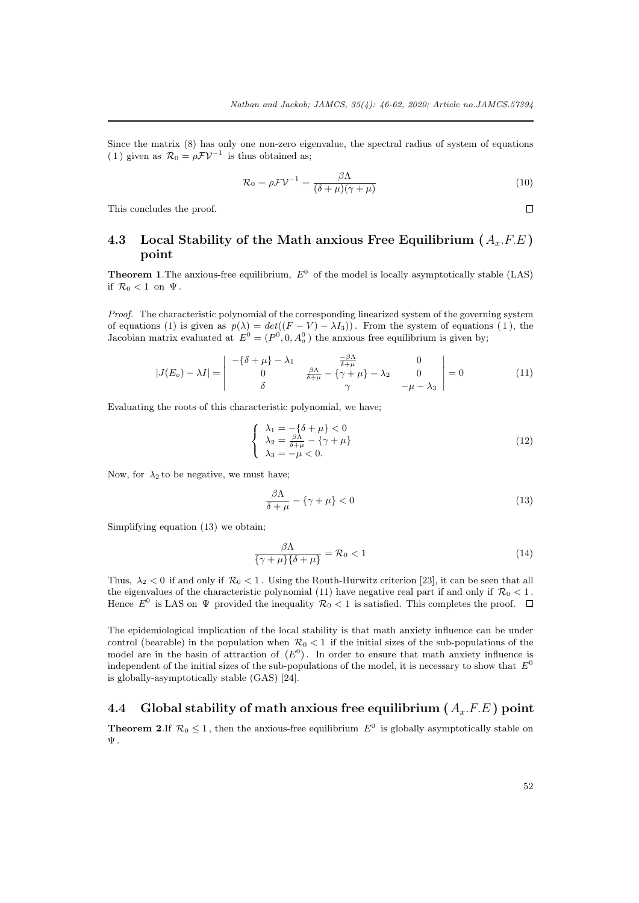Since the matrix (8) has only one non-zero eigenvalue, the spectral radius of system of equations (1) given as $\mathcal{R}_0 = \rho \mathcal{F}\mathcal{V}^{-1}$ is thus obtained as;

$$\mathcal{R}_0 = \rho \mathcal{F}\mathcal{V}^{-1} = \frac{\beta \Lambda}{(\delta + \mu)(\gamma + \mu)} \tag{10}$$

This concludes the proof. $\square$

## 4.3 Local Stability of the Math anxious Free Equilibrium ($A_x.F.E$) point

**Theorem 1**.The anxious-free equilibrium, $E^0$ of the model is locally asymptotically stable (LAS) if $\mathcal{R}_0 < 1$ on $\Psi$.

*Proof.* The characteristic polynomial of the corresponding linearized system of the governing system of equations (1) is given as $p(\lambda) = det((F - V) - \lambda I_3))$. From the system of equations (1), the Jacobian matrix evaluated at $E^0 = (P^0, 0, A_a^0)$ the anxious free equilibrium is given by;

$$|J(E_o) - \lambda I| = \begin{vmatrix} -\{\delta + \mu\} - \lambda_1 & \frac{-\beta\Lambda}{\delta+\mu} & 0 \\ 0 & \frac{\beta\Lambda}{\delta+\mu} - \{\gamma + \mu\} - \lambda_2 & 0 \\ \delta & \gamma & -\mu - \lambda_3 \end{vmatrix} = 0 \tag{11}$$

Evaluating the roots of this characteristic polynomial, we have;

$$\begin{cases} \lambda_1 = -\{\delta + \mu\} < 0 \\ \lambda_2 = \frac{\beta\Lambda}{\delta+\mu} - \{\gamma + \mu\} \\ \lambda_3 = -\mu < 0. \end{cases} \tag{12}$$

Now, for $\lambda_2$ to be negative, we must have;

$$\frac{\beta\Lambda}{\delta + \mu} - \{\gamma + \mu\} < 0 \tag{13}$$

Simplifying equation (13) we obtain;

$$\frac{\beta\Lambda}{\{\gamma + \mu\}\{\delta + \mu\}} = \mathcal{R}_0 < 1 \tag{14}$$

Thus, $\lambda_2 < 0$ if and only if $\mathcal{R}_0 < 1$. Using the Routh-Hurwitz criterion [23], it can be seen that all the eigenvalues of the characteristic polynomial (11) have negative real part if and only if $\mathcal{R}_0 < 1$. Hence $E^0$ is LAS on $\Psi$ provided the inequality $\mathcal{R}_0 < 1$ is satisfied. This completes the proof. $\square$

The epidemiological implication of the local stability is that math anxiety influence can be under control (bearable) in the population when $\mathcal{R}_0 < 1$ if the initial sizes of the sub-populations of the model are in the basin of attraction of $(E^0)$. In order to ensure that math anxiety influence is independent of the initial sizes of the sub-populations of the model, it is necessary to show that $E^0$ is globally-asymptotically stable (GAS) [24].

## 4.4 Global stability of math anxious free equilibrium ($A_x.F.E$) point

**Theorem 2**.If $\mathcal{R}_0 \leq 1$, then the anxious-free equilibrium $E^0$ is globally asymptotically stable on $\Psi$.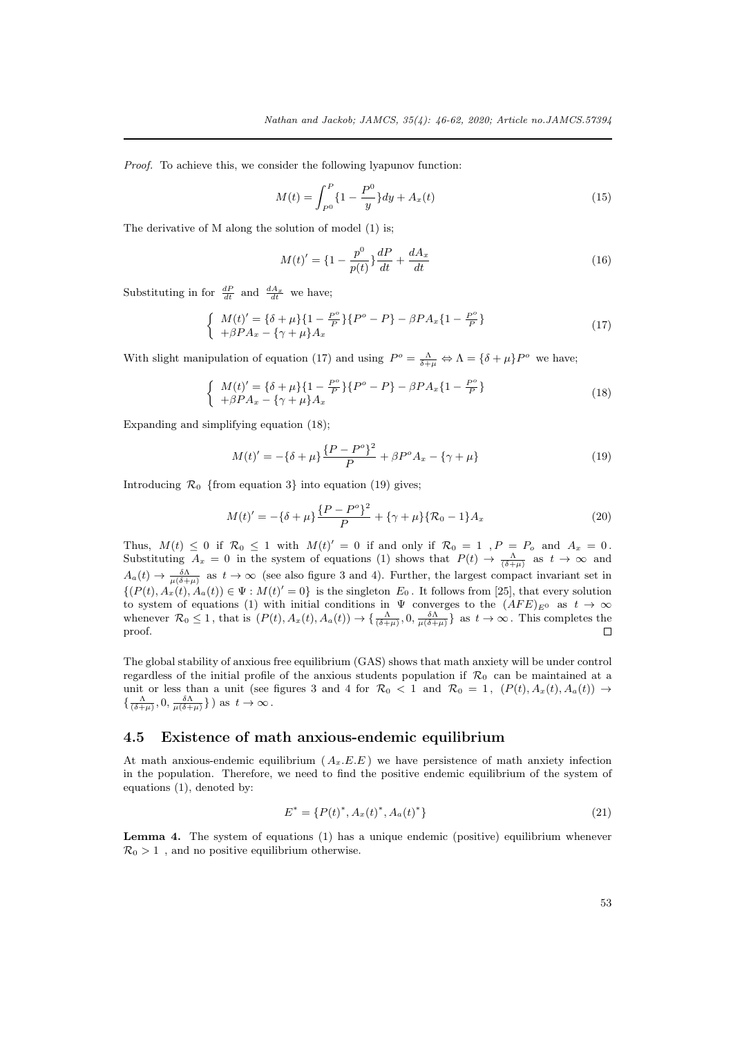*Proof.* To achieve this, we consider the following lyapunov function:

$$M(t) = \int_{P^0}^{P} \{1 - \frac{P^0}{y}\} dy + A_x(t) \tag{15}$$

The derivative of M along the solution of model (1) is;

$$M(t)' = \{1 - \frac{p^0}{p(t)}\} \frac{dP}{dt} + \frac{dA_x}{dt} \tag{16}$$

Substituting in for $\frac{dP}{dt}$ and $\frac{dA_x}{dt}$ we have;

$$\begin{cases} M(t)' = \{\delta + \mu\}\{1 - \frac{P^o}{P}\}\{P^o - P\} - \beta P A_x \{1 - \frac{P^o}{P}\} \\ +\beta P A_x - \{\gamma + \mu\} A_x \end{cases} \tag{17}$$

With slight manipulation of equation (17) and using $P^o = \frac{\Lambda}{\delta + \mu} \Leftrightarrow \Lambda = \{\delta + \mu\} P^o$ we have;

$$\begin{cases} M(t)' = \{\delta + \mu\}\{1 - \frac{P^o}{P}\}\{P^o - P\} - \beta P A_x \{1 - \frac{P^o}{P}\} \\ +\beta P A_x - \{\gamma + \mu\} A_x \end{cases} \tag{18}$$

Expanding and simplifying equation (18);

$$M(t)' = -\{\delta + \mu\} \frac{\{P - P^o\}^2}{P} + \beta P^o A_x - \{\gamma + \mu\} \tag{19}$$

Introducing $\mathcal{R}_0$ {from equation 3} into equation (19) gives;

$$M(t)' = -\{\delta + \mu\} \frac{\{P - P^o\}^2}{P} + \{\gamma + \mu\}\{\mathcal{R}_0 - 1\} A_x \tag{20}$$

Thus, $M(t) \leq 0$ if $\mathcal{R}_0 \leq 1$ with $M(t)' = 0$ if and only if $\mathcal{R}_0 = 1$ , $P = P_o$ and $A_x = 0$. Substituting $A_x = 0$ in the system of equations (1) shows that $P(t) \to \frac{\Lambda}{(\delta + \mu)}$ as $t \to \infty$ and $A_a(t) \to \frac{\delta \Lambda}{\mu(\delta + \mu)}$ as $t \to \infty$ (see also figure 3 and 4). Further, the largest compact invariant set in $\{(P(t), A_x(t), A_a(t)) \in \Psi : M(t)' = 0\}$ is the singleton $E_0$. It follows from [25], that every solution to system of equations (1) with initial conditions in $\Psi$ converges to the $(AFE)_{E^0}$ as $t \to \infty$ whenever $\mathcal{R}_0 \leq 1$, that is $(P(t), A_x(t), A_a(t)) \to \{\frac{\Lambda}{(\delta+\mu)}, 0, \frac{\delta \Lambda}{\mu(\delta+\mu)}\}$ as $t \to \infty$. This completes the proof. $\square$

The global stability of anxious free equilibrium (GAS) shows that math anxiety will be under control regardless of the initial profile of the anxious students population if $\mathcal{R}_0$ can be maintained at a unit or less than a unit (see figures 3 and 4 for $\mathcal{R}_0 < 1$ and $\mathcal{R}_0 = 1$, $(P(t), A_x(t), A_a(t)) \to \{\frac{\Lambda}{(\delta+\mu)}, 0, \frac{\delta \Lambda}{\mu(\delta+\mu)}\}$) as $t \to \infty$.

## 4.5 Existence of math anxious-endemic equilibrium

At math anxious-endemic equilibrium ( $A_x.E.E$ ) we have persistence of math anxiety infection in the population. Therefore, we need to find the positive endemic equilibrium of the system of equations (1), denoted by:

$$E^* = \{P(t)^*, A_x(t)^*, A_a(t)^*\} \tag{21}$$

**Lemma 4.** The system of equations (1) has a unique endemic (positive) equilibrium whenever $\mathcal{R}_0 > 1$ , and no positive equilibrium otherwise.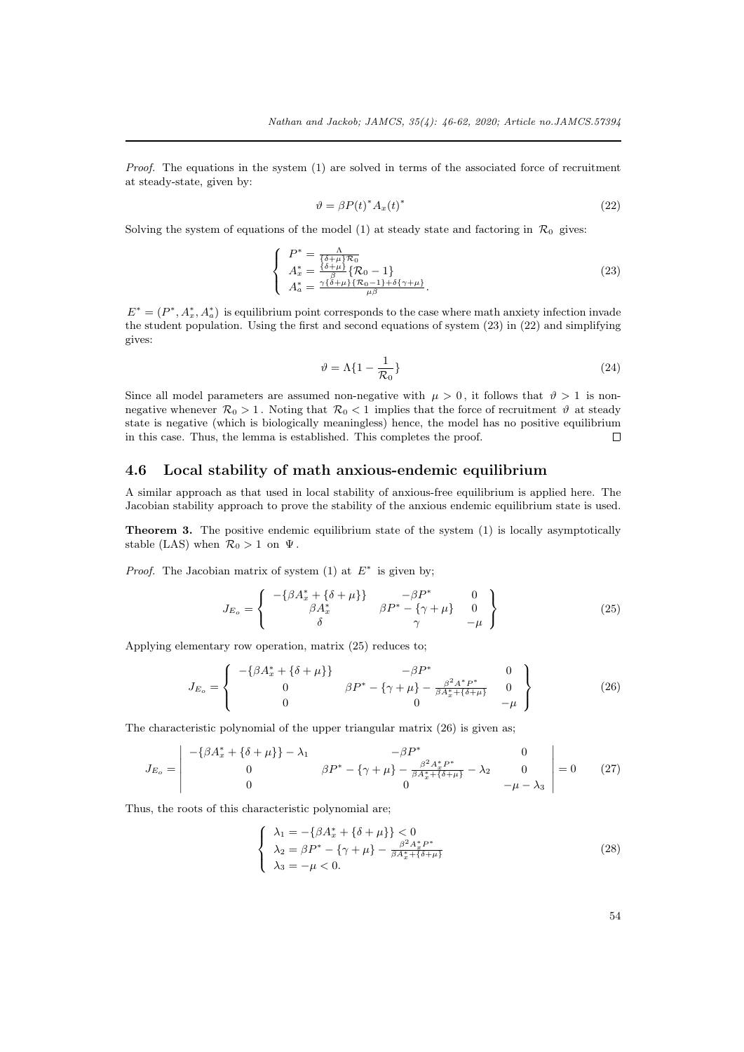*Proof.* The equations in the system (1) are solved in terms of the associated force of recruitment at steady-state, given by:

$$\vartheta = \beta P(t)^* A_x(t)^* \tag{22}$$

Solving the system of equations of the model (1) at steady state and factoring in $\mathcal{R}_0$ gives:

$$\left\{ \begin{array}{l} P^* = \frac{\Lambda}{\{\delta+\mu\}\mathcal{R}_0} \\ A_x^* = \frac{\{\delta+\mu\}}{\beta}\{\mathcal{R}_0 - 1\} \\ A_a^* = \frac{\gamma\{\delta+\mu\}\{\mathcal{R}_0-1\}+\delta\{\gamma+\mu\}}{\mu\beta}. \end{array} \right. \tag{23}$$

$E^* = (P^*, A_x^*, A_a^*)$ is equilibrium point corresponds to the case where math anxiety infection invade the student population. Using the first and second equations of system (23) in (22) and simplifying gives:

$$\vartheta = \Lambda\{1 - \frac{1}{\mathcal{R}_0}\} \tag{24}$$

Since all model parameters are assumed non-negative with $\mu > 0$, it follows that $\vartheta > 1$ is non-negative whenever $\mathcal{R}_0 > 1$. Noting that $\mathcal{R}_0 < 1$ implies that the force of recruitment $\vartheta$ at steady state is negative (which is biologically meaningless) hence, the model has no positive equilibrium in this case. Thus, the lemma is established. This completes the proof. □

## 4.6 Local stability of math anxious-endemic equilibrium

A similar approach as that used in local stability of anxious-free equilibrium is applied here. The Jacobian stability approach to prove the stability of the anxious endemic equilibrium state is used.

**Theorem 3.** The positive endemic equilibrium state of the system (1) is locally asymptotically stable (LAS) when $\mathcal{R}_0 > 1$ on $\Psi$.

*Proof.* The Jacobian matrix of system (1) at $E^*$ is given by;

$$J_{E_o} = \left\{ \begin{array}{ccc} -\{\beta A_x^* + \{\delta+\mu\}\} & -\beta P^* & 0 \\ \beta A_x^* & \beta P^* - \{\gamma+\mu\} & 0 \\ \delta & \gamma & -\mu \end{array} \right\} \tag{25}$$

Applying elementary row operation, matrix (25) reduces to;

$$J_{E_o} = \left\{ \begin{array}{ccc} -\{\beta A_x^* + \{\delta+\mu\}\} & -\beta P^* & 0 \\ 0 & \beta P^* - \{\gamma+\mu\} - \frac{\beta^2 A^* P^*}{\beta A_x^* + \{\delta+\mu\}} & 0 \\ 0 & 0 & -\mu \end{array} \right\} \tag{26}$$

The characteristic polynomial of the upper triangular matrix (26) is given as;

$$J_{E_o} = \left| \begin{array}{ccc} -\{\beta A_x^* + \{\delta+\mu\}\} - \lambda_1 & -\beta P^* & 0 \\ 0 & \beta P^* - \{\gamma+\mu\} - \frac{\beta^2 A_x^* P^*}{\beta A_x^* + \{\delta+\mu\}} - \lambda_2 & 0 \\ 0 & 0 & -\mu - \lambda_3 \end{array} \right| = 0 \tag{27}$$

Thus, the roots of this characteristic polynomial are;

$$\left\{ \begin{array}{l} \lambda_1 = -\{\beta A_x^* + \{\delta+\mu\}\} < 0 \\ \lambda_2 = \beta P^* - \{\gamma+\mu\} - \frac{\beta^2 A_x^* P^*}{\beta A_x^* + \{\delta+\mu\}} \\ \lambda_3 = -\mu < 0. \end{array} \right. \tag{28}$$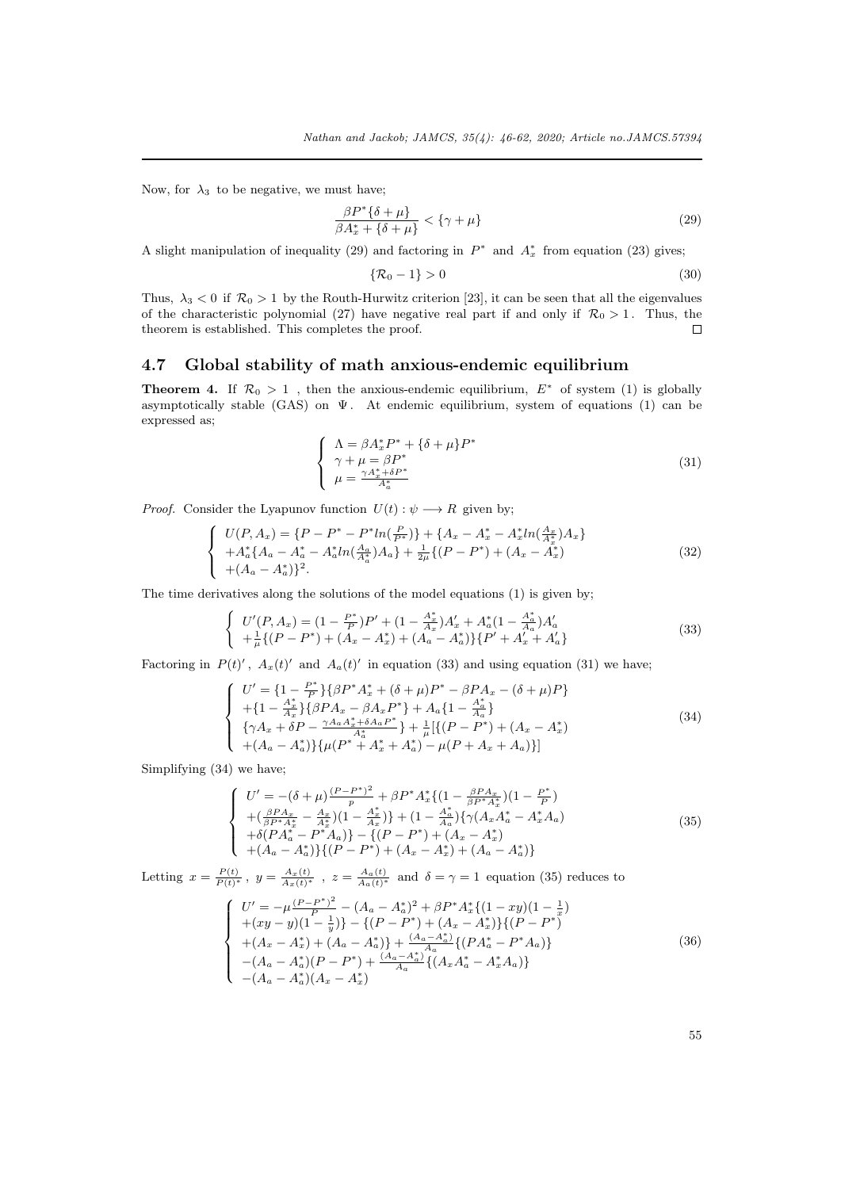Now, for $\lambda_3$ to be negative, we must have;

$$\frac{\beta P^*\{\delta+\mu\}}{\beta A_x^* + \{\delta+\mu\}} < \{\gamma+\mu\} \tag{29}$$

A slight manipulation of inequality (29) and factoring in $P^*$ and $A_x^*$ from equation (23) gives;

$$\{\mathcal{R}_0 - 1\} > 0 \tag{30}$$

Thus, $\lambda_3 < 0$ if $\mathcal{R}_0 > 1$ by the Routh-Hurwitz criterion [23], it can be seen that all the eigenvalues of the characteristic polynomial (27) have negative real part if and only if $\mathcal{R}_0 > 1$. Thus, the theorem is established. This completes the proof. □

## 4.7 Global stability of math anxious-endemic equilibrium

**Theorem 4.** If $\mathcal{R}_0 > 1$ , then the anxious-endemic equilibrium, $E^*$ of system (1) is globally asymptotically stable (GAS) on $\Psi$. At endemic equilibrium, system of equations (1) can be expressed as;

$$\begin{cases} \Lambda = \beta A_x^* P^* + \{\delta+\mu\}P^* \\ \gamma+\mu = \beta P^* \\ \mu = \frac{\gamma A_x^* + \delta P^*}{A_a^*} \end{cases} \tag{31}$$

*Proof.* Consider the Lyapunov function $U(t) : \psi \longrightarrow R$ given by;

$$\begin{cases} U(P, A_x) = \{P - P^* - P^* ln(\frac{P}{P^*})\} + \{A_x - A_x^* - A_x^* ln(\frac{A_x}{A_x^*})A_x\} \\ +A_a^*\{A_a - A_a^* - A_a^* ln(\frac{A_a}{A_a^*})A_a\} + \frac{1}{2\mu}\{(P-P^*) + (A_x - A_x^*) \\ +(A_a - A_a^*)\}^2. \end{cases} \tag{32}$$

The time derivatives along the solutions of the model equations (1) is given by;

$$\begin{cases} U'(P, A_x) = (1 - \frac{P^*}{P})P' + (1 - \frac{A_x^*}{A_x})A_x' + A_a^*(1 - \frac{A_a^*}{A_a})A_a' \\ +\frac{1}{\mu}\{(P-P^*) + (A_x - A_x^*) + (A_a - A_a^*)\}\{P' + A_x' + A_a'\} \end{cases} \tag{33}$$

Factoring in $P(t)'$, $A_x(t)'$ and $A_a(t)'$ in equation (33) and using equation (31) we have;

$$\begin{cases} U' = \{1 - \frac{P^*}{P}\}\{\beta P^* A_x^* + (\delta+\mu)P^* - \beta P A_x - (\delta+\mu)P\} \\ +\{1 - \frac{A_x^*}{A_x}\}\{\beta P A_x - \beta A_x P^*\} + A_a\{1 - \frac{A_a^*}{A_a}\} \\ \{\gamma A_x + \delta P - \frac{\gamma A_a A_x^* + \delta A_a P^*}{A_a^*}\} + \frac{1}{\mu}[\{(P-P^*) + (A_x - A_x^*) \\ +(A_a - A_a^*)\}\{\mu(P^* + A_x^* + A_a^*) - \mu(P + A_x + A_a)\}] \end{cases} \tag{34}$$

Simplifying (34) we have;

$$\begin{cases} U' = -(\delta+\mu)\frac{(P-P^*)^2}{p} + \beta P^* A_x^*\{(1 - \frac{\beta P A_x}{\beta P^* A_x^*})(1 - \frac{P^*}{P}) \\ +(\frac{\beta P A_x}{\beta P^* A_x^*} - \frac{A_x}{A_x^*})(1 - \frac{A_x^*}{A_x})\} + (1 - \frac{A_a^*}{A_a})\{\gamma(A_x A_a^* - A_x^* A_a) \\ +\delta(P A_a^* - P^* A_a)\} - \{(P-P^*) + (A_x - A_x^*) \\ +(A_a - A_a^*)\}\{(P-P^*) + (A_x - A_x^*) + (A_a - A_a^*)\} \end{cases} \tag{35}$$

Letting $x = \frac{P(t)}{P(t)^*}$, $y = \frac{A_x(t)}{A_x(t)^*}$ , $z = \frac{A_a(t)}{A_a(t)^*}$ and $\delta = \gamma = 1$ equation (35) reduces to

$$\begin{cases} U' = -\mu\frac{(P-P^*)^2}{P} - (A_a - A_a^*)^2 + \beta P^* A_x^*\{(1-xy)(1-\frac{1}{x}) \\ +(xy - y)(1 - \frac{1}{y})\} - \{(P-P^*) + (A_x - A_x^*)\}\{(P-P^*) \\ +(A_x - A_x^*) + (A_a - A_a^*)\} + \frac{(A_a - A_a^*)}{A_a}\{(P A_a^* - P^* A_a)\} \\ -(A_a - A_a^*)(P - P^*) + \frac{(A_a - A_a^*)}{A_a}\{(A_x A_a^* - A_x^* A_a)\} \\ -(A_a - A_a^*)(A_x - A_x^*) \end{cases} \tag{36}$$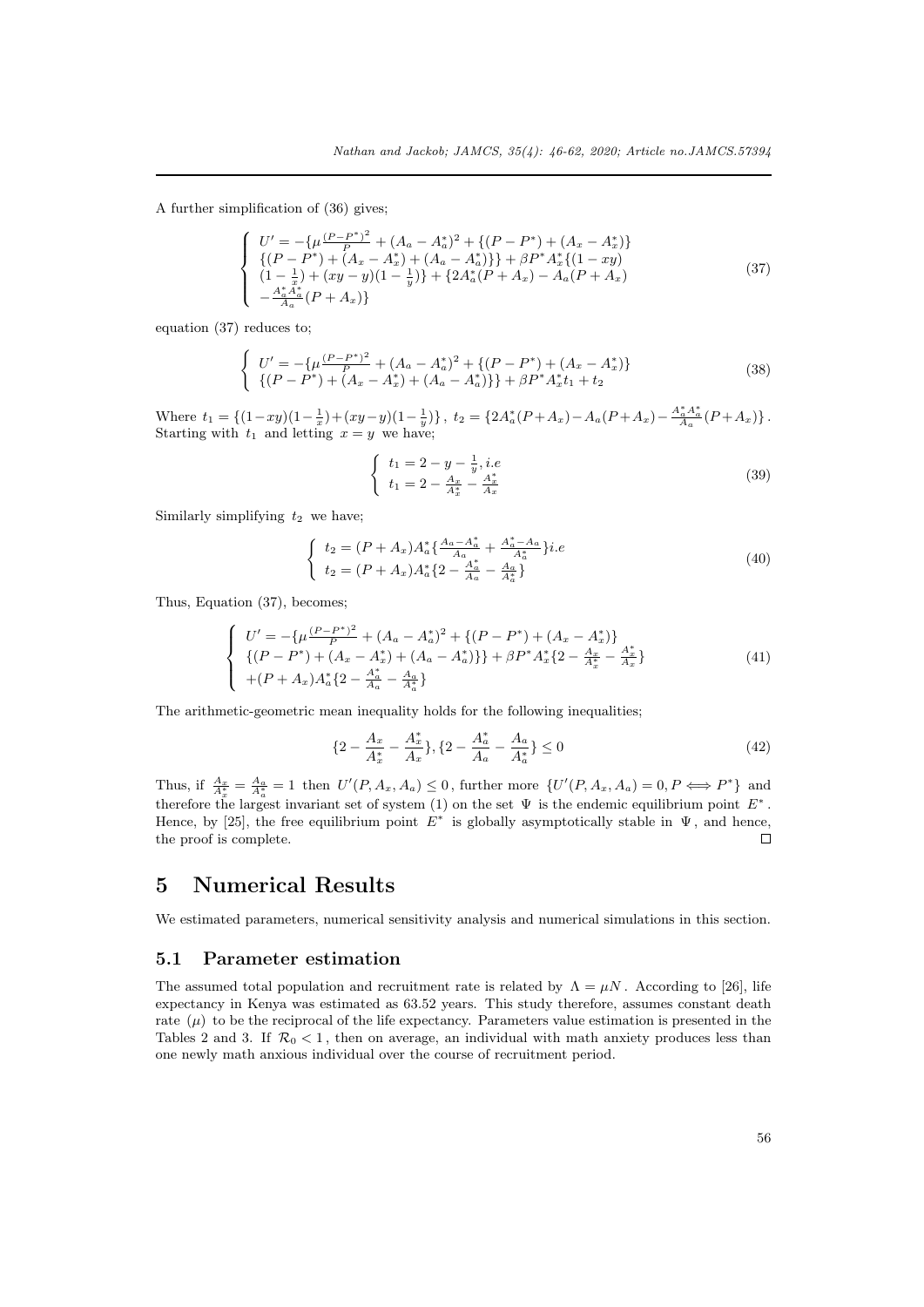A further simplification of (36) gives;

$$
\left\{
\begin{array}{l}
U' = -\{\mu \frac{(P-P^*)^2}{P} + (A_a - A_a^*)^2 + \{(P-P^*) + (A_x - A_x^*)\} \\
\{(P-P^*) + (A_x - A_x^*) + (A_a - A_a^*)\}\} + \beta P^* A_x^* \{(1-xy) \\
(1-\frac{1}{x}) + (xy - y)(1-\frac{1}{y})\} + \{2A_a^*(P+A_x) - A_a(P+A_x) \\
-\frac{A_a^* A_a^*}{A_a}(P+A_x)\}
\end{array}
\right. \tag{37}
$$

equation (37) reduces to;

$$
\left\{
\begin{array}{l}
U' = -\{\mu \frac{(P-P^*)^2}{P} + (A_a - A_a^*)^2 + \{(P-P^*) + (A_x - A_x^*)\} \\
\{(P-P^*) + (A_x - A_x^*) + (A_a - A_a^*)\}\} + \beta P^* A_x^* t_1 + t_2
\end{array}
\right. \tag{38}
$$

Where $t_1 = \{(1-xy)(1-\frac{1}{x}) + (xy-y)(1-\frac{1}{y})\}$, $t_2 = \{2A_a^*(P+A_x) - A_a(P+A_x) - \frac{A_a^* A_a^*}{A_a}(P+A_x)\}$. Starting with $t_1$ and letting $x = y$ we have;

$$
\left\{
\begin{array}{l}
t_1 = 2 - y - \frac{1}{y}, i.e \\
t_1 = 2 - \frac{A_x}{A_x^*} - \frac{A_x^*}{A_x}
\end{array}
\right. \tag{39}
$$

Similarly simplifying $t_2$ we have;

$$
\left\{
\begin{array}{l}
t_2 = (P+A_x)A_a^*\{\frac{A_a - A_a^*}{A_a} + \frac{A_a^* - A_a}{A_a^*}\} i.e \\
t_2 = (P+A_x)A_a^*\{2 - \frac{A_a^*}{A_a} - \frac{A_a}{A_a^*}\}
\end{array}
\right. \tag{40}
$$

Thus, Equation (37), becomes;

$$
\left\{
\begin{array}{l}
U' = -\{\mu \frac{(P-P^*)^2}{P} + (A_a - A_a^*)^2 + \{(P-P^*) + (A_x - A_x^*)\} \\
\{(P-P^*) + (A_x - A_x^*) + (A_a - A_a^*)\}\} + \beta P^* A_x^* \{2 - \frac{A_x}{A_x^*} - \frac{A_x^*}{A_x}\} \\
+(P+A_x)A_a^*\{2 - \frac{A_a^*}{A_a} - \frac{A_a}{A_a^*}\}
\end{array}
\right. \tag{41}
$$

The arithmetic-geometric mean inequality holds for the following inequalities;

$$
\{2 - \frac{A_x}{A_x^*} - \frac{A_x^*}{A_x}\}, \{2 - \frac{A_a^*}{A_a} - \frac{A_a}{A_a^*}\} \leq 0 \tag{42}
$$

Thus, if $\frac{A_x}{A_x^*} = \frac{A_a}{A_a^*} = 1$ then $U'(P, A_x, A_a) \leq 0$, further more $\{U'(P, A_x, A_a) = 0, P \Longleftrightarrow P^*\}$ and therefore the largest invariant set of system (1) on the set $\Psi$ is the endemic equilibrium point $E^*$. Hence, by [25], the free equilibrium point $E^*$ is globally asymptotically stable in $\Psi$, and hence, the proof is complete. □

# 5 Numerical Results

We estimated parameters, numerical sensitivity analysis and numerical simulations in this section.

## 5.1 Parameter estimation

The assumed total population and recruitment rate is related by $\Lambda = \mu N$. According to [26], life expectancy in Kenya was estimated as 63.52 years. This study therefore, assumes constant death rate $(\mu)$ to be the reciprocal of the life expectancy. Parameters value estimation is presented in the Tables 2 and 3. If $\mathcal{R}_0 < 1$, then on average, an individual with math anxiety produces less than one newly math anxious individual over the course of recruitment period.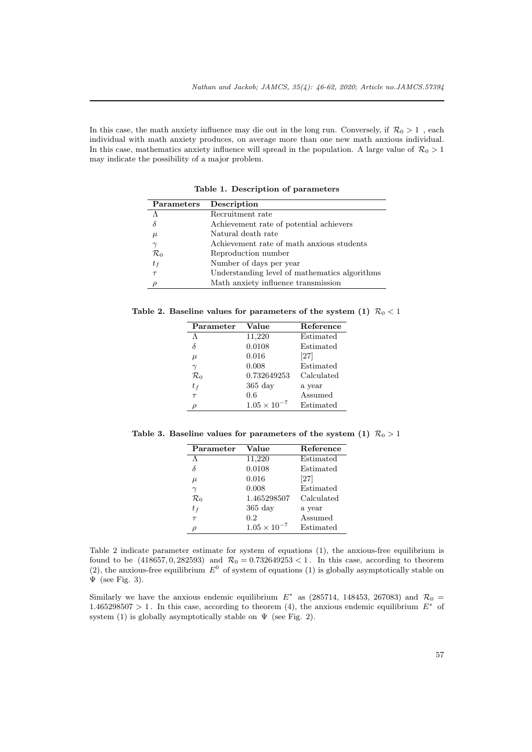In this case, the math anxiety influence may die out in the long run. Conversely, if $\mathcal{R}_0 > 1$ , each individual with math anxiety produces, on average more than one new math anxious individual. In this case, mathematics anxiety influence will spread in the population. A large value of $\mathcal{R}_0 > 1$ may indicate the possibility of a major problem.

**Table 1. Description of parameters**

| Parameters | Description |
|---|---|
| $\Lambda$ | Recruitment rate |
| $\delta$ | Achievement rate of potential achievers |
| $\mu$ | Natural death rate |
| $\gamma$ | Achievement rate of math anxious students |
| $\mathcal{R}_0$ | Reproduction number |
| $t_f$ | Number of days per year |
| $\tau$ | Understanding level of mathematics algorithms |
| $\rho$ | Math anxiety influence transmission |

**Table 2. Baseline values for parameters of the system (1) $\mathcal{R}_0 < 1$**

| Parameter | Value | Reference |
|---|---|---|
| $\Lambda$ | 11,220 | Estimated |
| $\delta$ | 0.0108 | Estimated |
| $\mu$ | 0.016 | [27] |
| $\gamma$ | 0.008 | Estimated |
| $\mathcal{R}_0$ | 0.732649253 | Calculated |
| $t_f$ | 365 day | a year |
| $\tau$ | 0.6 | Assumed |
| $\rho$ | $1.05 \times 10^{-7}$ | Estimated |

**Table 3. Baseline values for parameters of the system (1) $\mathcal{R}_0 > 1$**

| Parameter | Value | Reference |
|---|---|---|
| $\Lambda$ | 11,220 | Estimated |
| $\delta$ | 0.0108 | Estimated |
| $\mu$ | 0.016 | [27] |
| $\gamma$ | 0.008 | Estimated |
| $\mathcal{R}_0$ | 1.465298507 | Calculated |
| $t_f$ | 365 day | a year |
| $\tau$ | 0.2 | Assumed |
| $\rho$ | $1.05 \times 10^{-7}$ | Estimated |

Table 2 indicate parameter estimate for system of equations (1), the anxious-free equilibrium is found to be $(418657, 0, 282593)$ and $\mathcal{R}_0 = 0.732649253 < 1$. In this case, according to theorem (2), the anxious-free equilibrium $E^0$ of system of equations (1) is globally asymptotically stable on $\Psi$ (see Fig. 3).

Similarly we have the anxious endemic equilibrium $E^*$ as (285714, 148453, 267083) and $\mathcal{R}_0 = 1.465298507 > 1$. In this case, according to theorem (4), the anxious endemic equilibrium $E^*$ of system (1) is globally asymptotically stable on $\Psi$ (see Fig. 2).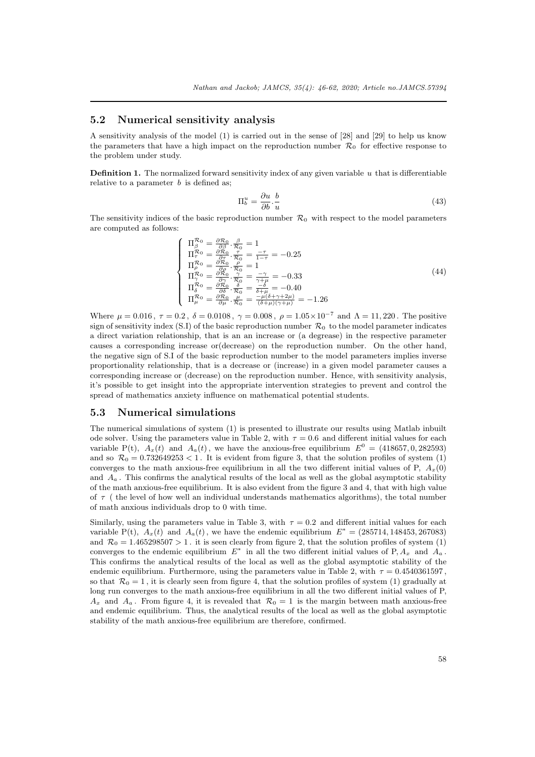### 5.2 Numerical sensitivity analysis

A sensitivity analysis of the model (1) is carried out in the sense of [28] and [29] to help us know the parameters that have a high impact on the reproduction number $\mathcal{R}_0$ for effective response to the problem under study.

**Definition 1.** The normalized forward sensitivity index of any given variable $u$ that is differentiable relative to a parameter $b$ is defined as;

$$\Pi_b^u = \frac{\partial u}{\partial b} \cdot \frac{b}{u} \tag{43}$$

The sensitivity indices of the basic reproduction number $\mathcal{R}_0$ with respect to the model parameters are computed as follows:

$$\left\{ \begin{array}{l} \Pi_\beta^{\mathcal{R}_0} = \frac{\partial \mathcal{R}_0}{\partial \beta} \cdot \frac{\beta}{\mathcal{R}_0} = 1 \\ \Pi_\tau^{\mathcal{R}_0} = \frac{\partial \mathcal{R}_0}{\partial \tau} \cdot \frac{\tau}{\mathcal{R}_0} = \frac{-\tau}{1-\tau} = -0.25 \\ \Pi_\rho^{\mathcal{R}_0} = \frac{\partial \mathcal{R}_0}{\partial \rho} \cdot \frac{\rho}{\mathcal{R}_0} = 1 \\ \Pi_\gamma^{\mathcal{R}_0} = \frac{\partial \mathcal{R}_0}{\partial \gamma} \cdot \frac{\gamma}{\mathcal{R}_0} = \frac{-\gamma}{\gamma+\mu} = -0.33 \\ \Pi_\delta^{\mathcal{R}_0} = \frac{\partial \mathcal{R}_0}{\partial \delta} \cdot \frac{\delta}{\mathcal{R}_0} = \frac{-\delta}{\delta+\mu} = -0.40 \\ \Pi_\mu^{\mathcal{R}_0} = \frac{\partial \mathcal{R}_0}{\partial \mu} \cdot \frac{\mu}{\mathcal{R}_0} = \frac{-\mu(\delta+\gamma+2\mu)}{(\delta+\mu)(\gamma+\mu)} = -1.26 \end{array} \right. \tag{44}$$

Where $\mu = 0.016$ , $\tau = 0.2$ , $\delta = 0.0108$ , $\gamma = 0.008$ , $\rho = 1.05 \times 10^{-7}$ and $\Lambda = 11,220$ . The positive sign of sensitivity index (S.I) of the basic reproduction number $\mathcal{R}_0$ to the model parameter indicates a direct variation relationship, that is an an increase or (a degrease) in the respective parameter causes a corresponding increase or(decrease) on the reproduction number. On the other hand, the negative sign of S.I of the basic reproduction number to the model parameters implies inverse proportionality relationship, that is a decrease or (increase) in a given model parameter causes a corresponding increase or (decrease) on the reproduction number. Hence, with sensitivity analysis, it's possible to get insight into the appropriate intervention strategies to prevent and control the spread of mathematics anxiety influence on mathematical potential students.

### 5.3 Numerical simulations

The numerical simulations of system (1) is presented to illustrate our results using Matlab inbuilt ode solver. Using the parameters value in Table 2, with $\tau = 0.6$ and different initial values for each variable P(t), $A_x(t)$ and $A_a(t)$ , we have the anxious-free equilibrium $E^0 = (418657, 0, 282593)$ and so $\mathcal{R}_0 = 0.732649253 < 1$ . It is evident from figure 3, that the solution profiles of system (1) converges to the math anxious-free equilibrium in all the two different initial values of P, $A_x(0)$ and $A_a$ . This confirms the analytical results of the local as well as the global asymptotic stability of the math anxious-free equilibrium. It is also evident from the figure 3 and 4, that with high value of $\tau$ ( the level of how well an individual understands mathematics algorithms), the total number of math anxious individuals drop to 0 with time.

Similarly, using the parameters value in Table 3, with $\tau = 0.2$ and different initial values for each variable P(t), $A_x(t)$ and $A_a(t)$ , we have the endemic equilibrium $E^* = (285714, 148453, 267083)$ and $\mathcal{R}_0 = 1.465298507 > 1$ . it is seen clearly from figure 2, that the solution profiles of system (1) converges to the endemic equilibrium $E^*$ in all the two different initial values of P, $A_x$ and $A_a$ . This confirms the analytical results of the local as well as the global asymptotic stability of the endemic equilibrium. Furthermore, using the parameters value in Table 2, with $\tau = 0.4540361597$ , so that $\mathcal{R}_0 = 1$ , it is clearly seen from figure 4, that the solution profiles of system (1) gradually at long run converges to the math anxious-free equilibrium in all the two different initial values of P, $A_x$ and $A_a$ . From figure 4, it is revealed that $\mathcal{R}_0 = 1$ is the margin between math anxious-free and endemic equilibrium. Thus, the analytical results of the local as well as the global asymptotic stability of the math anxious-free equilibrium are therefore, confirmed.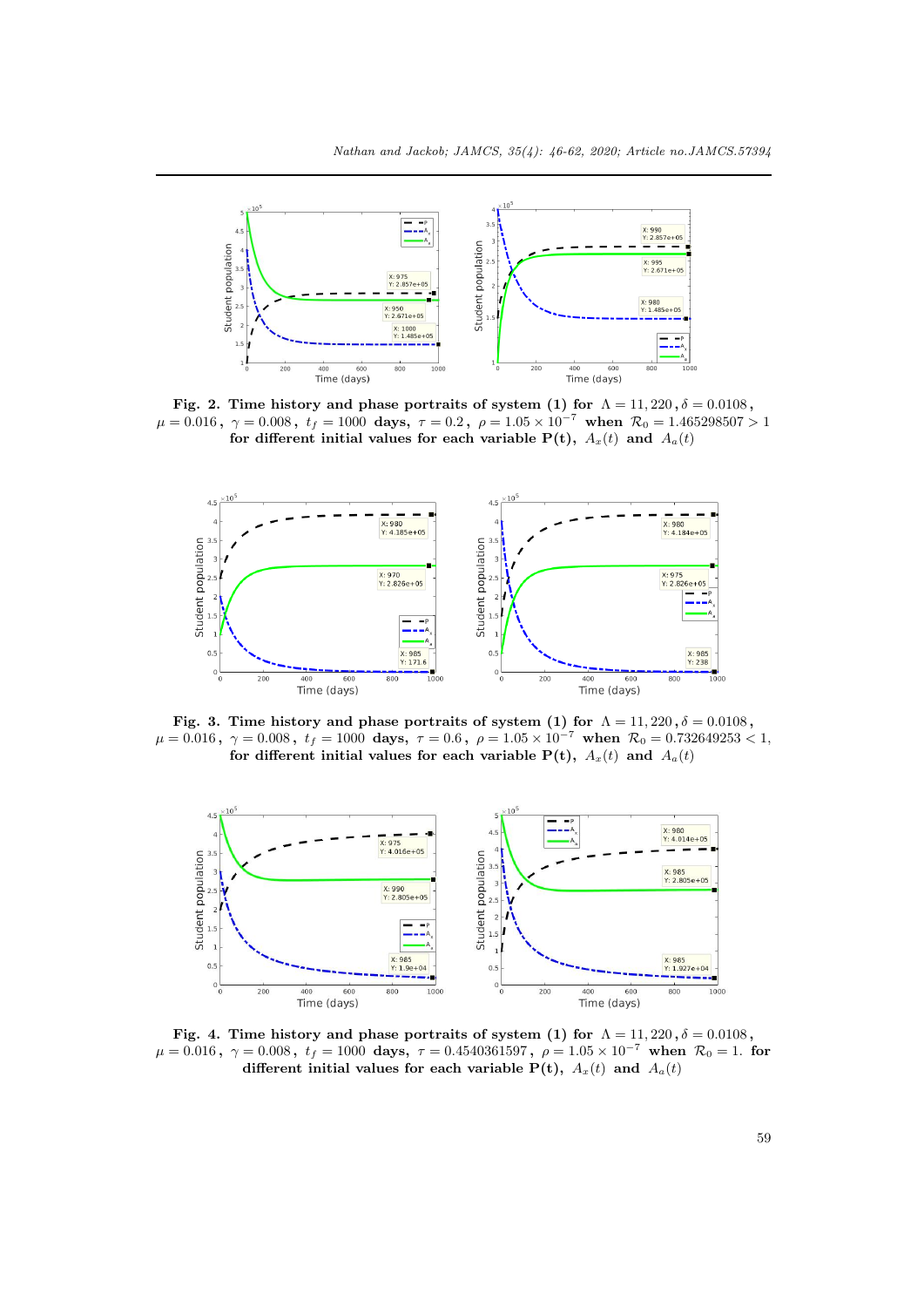**Fig. 2. Time history and phase portraits of system (1) for $\Lambda = 11,220$, $\delta = 0.0108$, $\mu = 0.016$, $\gamma = 0.008$, $t_f = 1000$ days, $\tau = 0.2$, $\rho = 1.05 \times 10^{-7}$ when $\mathcal{R}_0 = 1.465298507 > 1$ for different initial values for each variable P(t), $A_x(t)$ and $A_a(t)$**

**Fig. 3. Time history and phase portraits of system (1) for $\Lambda = 11,220$, $\delta = 0.0108$, $\mu = 0.016$, $\gamma = 0.008$, $t_f = 1000$ days, $\tau = 0.6$, $\rho = 1.05 \times 10^{-7}$ when $\mathcal{R}_0 = 0.732649253 < 1$, for different initial values for each variable P(t), $A_x(t)$ and $A_a(t)$**

**Fig. 4. Time history and phase portraits of system (1) for $\Lambda = 11,220$, $\delta = 0.0108$, $\mu = 0.016$, $\gamma = 0.008$, $t_f = 1000$ days, $\tau = 0.4540361597$, $\rho = 1.05 \times 10^{-7}$ when $\mathcal{R}_0 = 1$. for different initial values for each variable P(t), $A_x(t)$ and $A_a(t)$**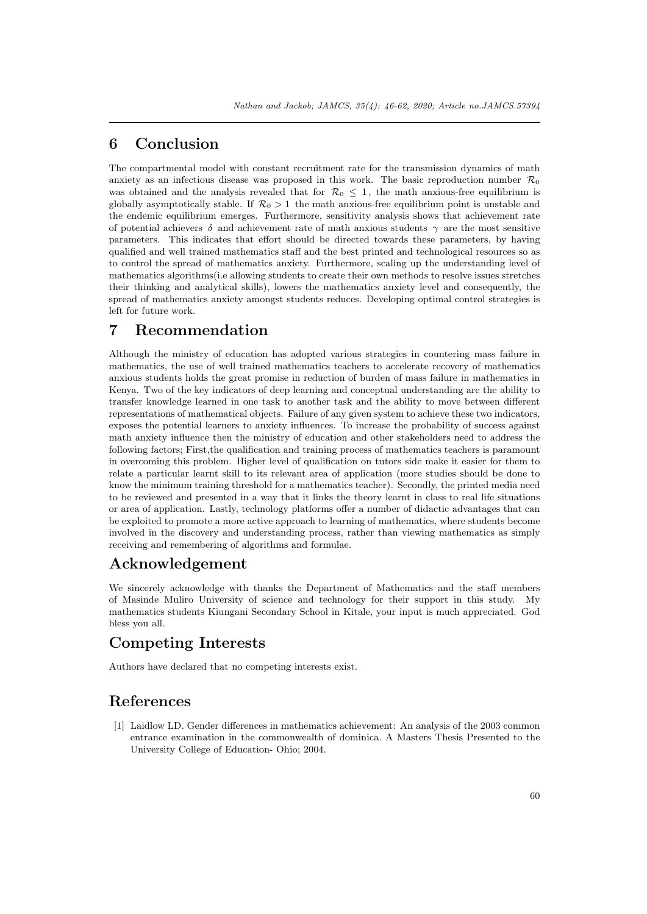## 6 Conclusion

The compartmental model with constant recruitment rate for the transmission dynamics of math anxiety as an infectious disease was proposed in this work. The basic reproduction number $\mathcal{R}_0$ was obtained and the analysis revealed that for $\mathcal{R}_0 \leq 1$, the math anxious-free equilibrium is globally asymptotically stable. If $\mathcal{R}_0 > 1$ the math anxious-free equilibrium point is unstable and the endemic equilibrium emerges. Furthermore, sensitivity analysis shows that achievement rate of potential achievers $\delta$ and achievement rate of math anxious students $\gamma$ are the most sensitive parameters. This indicates that effort should be directed towards these parameters, by having qualified and well trained mathematics staff and the best printed and technological resources so as to control the spread of mathematics anxiety. Furthermore, scaling up the understanding level of mathematics algorithms(i.e allowing students to create their own methods to resolve issues stretches their thinking and analytical skills), lowers the mathematics anxiety level and consequently, the spread of mathematics anxiety amongst students reduces. Developing optimal control strategies is left for future work.

## 7 Recommendation

Although the ministry of education has adopted various strategies in countering mass failure in mathematics, the use of well trained mathematics teachers to accelerate recovery of mathematics anxious students holds the great promise in reduction of burden of mass failure in mathematics in Kenya. Two of the key indicators of deep learning and conceptual understanding are the ability to transfer knowledge learned in one task to another task and the ability to move between different representations of mathematical objects. Failure of any given system to achieve these two indicators, exposes the potential learners to anxiety influences. To increase the probability of success against math anxiety influence then the ministry of education and other stakeholders need to address the following factors; First,the qualification and training process of mathematics teachers is paramount in overcoming this problem. Higher level of qualification on tutors side make it easier for them to relate a particular learnt skill to its relevant area of application (more studies should be done to know the minimum training threshold for a mathematics teacher). Secondly, the printed media need to be reviewed and presented in a way that it links the theory learnt in class to real life situations or area of application. Lastly, technology platforms offer a number of didactic advantages that can be exploited to promote a more active approach to learning of mathematics, where students become involved in the discovery and understanding process, rather than viewing mathematics as simply receiving and remembering of algorithms and formulae.

## Acknowledgement

We sincerely acknowledge with thanks the Department of Mathematics and the staff members of Masinde Muliro University of science and technology for their support in this study. My mathematics students Kiungani Secondary School in Kitale, your input is much appreciated. God bless you all.

## Competing Interests

Authors have declared that no competing interests exist.

## References

[1] Laidlow LD. Gender differences in mathematics achievement: An analysis of the 2003 common entrance examination in the commonwealth of dominica. A Masters Thesis Presented to the University College of Education- Ohio; 2004.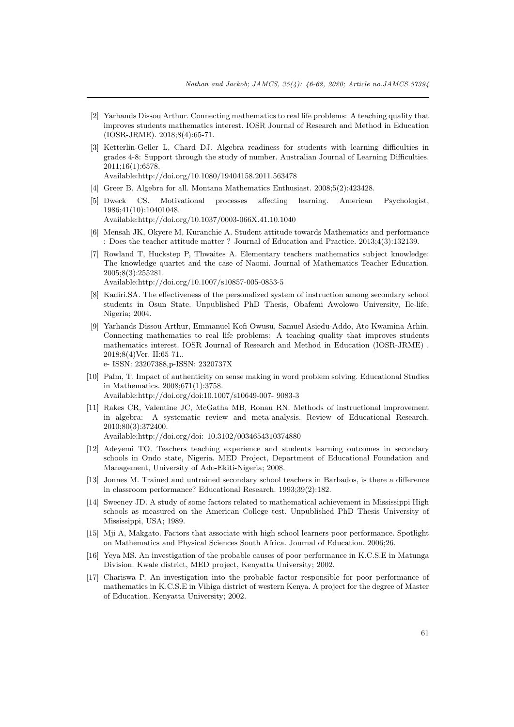[2] Yarhands Dissou Arthur. Connecting mathematics to real life problems: A teaching quality that improves students mathematics interest. IOSR Journal of Research and Method in Education (IOSR-JRME). 2018;8(4):65-71.

[3] Ketterlin-Geller L, Chard DJ. Algebra readiness for students with learning difficulties in grades 4-8: Support through the study of number. Australian Journal of Learning Difficulties. 2011;16(1):6578.
Available:http://doi.org/10.1080/19404158.2011.563478

[4] Greer B. Algebra for all. Montana Mathematics Enthusiast. 2008;5(2):423428.

[5] Dweck CS. Motivational processes affecting learning. American Psychologist, 1986;41(10):10401048.
Available:http://doi.org/10.1037/0003-066X.41.10.1040

[6] Mensah JK, Okyere M, Kuranchie A. Student attitude towards Mathematics and performance : Does the teacher attitude matter ? Journal of Education and Practice. 2013;4(3):132139.

[7] Rowland T, Huckstep P, Thwaites A. Elementary teachers mathematics subject knowledge: The knowledge quartet and the case of Naomi. Journal of Mathematics Teacher Education. 2005;8(3):255281.
Available:http://doi.org/10.1007/s10857-005-0853-5

[8] Kadiri.SA. The effectiveness of the personalized system of instruction among secondary school students in Osun State. Unpublished PhD Thesis, Obafemi Awolowo University, Ile-life, Nigeria; 2004.

[9] Yarhands Dissou Arthur, Emmanuel Kofi Owusu, Samuel Asiedu-Addo, Ato Kwamina Arhin. Connecting mathematics to real life problems: A teaching quality that improves students mathematics interest. IOSR Journal of Research and Method in Education (IOSR-JRME) . 2018;8(4)Ver. II:65-71..
e- ISSN: 23207388,p-ISSN: 2320737X

[10] Palm, T. Impact of authenticity on sense making in word problem solving. Educational Studies in Mathematics. 2008;671(1):3758.
Available:http://doi.org/doi:10.1007/s10649-007- 9083-3

[11] Rakes CR, Valentine JC, McGatha MB, Ronau RN. Methods of instructional improvement in algebra: A systematic review and meta-analysis. Review of Educational Research. 2010;80(3):372400.
Available:http://doi.org/doi: 10.3102/0034654310374880

[12] Adeyemi TO. Teachers teaching experience and students learning outcomes in secondary schools in Ondo state, Nigeria. MED Project, Department of Educational Foundation and Management, University of Ado-Ekiti-Nigeria; 2008.

[13] Jonnes M. Trained and untrained secondary school teachers in Barbados, is there a difference in classroom performance? Educational Research. 1993;39(2):182.

[14] Sweeney JD. A study of some factors related to mathematical achievement in Mississippi High schools as measured on the American College test. Unpublished PhD Thesis University of Mississippi, USA; 1989.

[15] Mji A, Makgato. Factors that associate with high school learners poor performance. Spotlight on Mathematics and Physical Sciences South Africa. Journal of Education. 2006;26.

[16] Yeya MS. An investigation of the probable causes of poor performance in K.C.S.E in Matunga Division. Kwale district, MED project, Kenyatta University; 2002.

[17] Chariswa P. An investigation into the probable factor responsible for poor performance of mathematics in K.C.S.E in Vihiga district of western Kenya. A project for the degree of Master of Education. Kenyatta University; 2002.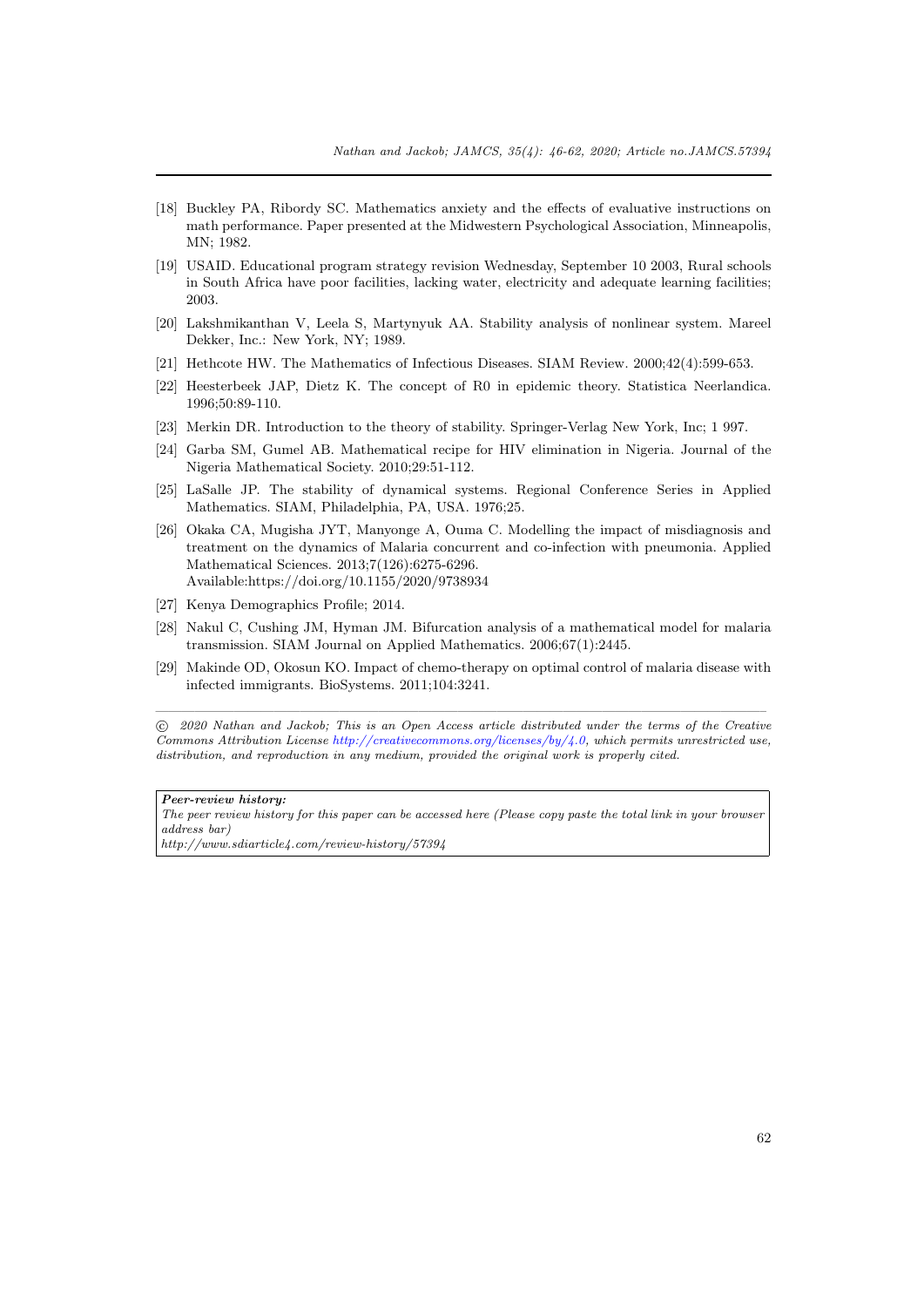[18] Buckley PA, Ribordy SC. Mathematics anxiety and the effects of evaluative instructions on math performance. Paper presented at the Midwestern Psychological Association, Minneapolis, MN; 1982.

[19] USAID. Educational program strategy revision Wednesday, September 10 2003, Rural schools in South Africa have poor facilities, lacking water, electricity and adequate learning facilities; 2003.

[20] Lakshmikanthan V, Leela S, Martynyuk AA. Stability analysis of nonlinear system. Mareel Dekker, Inc.: New York, NY; 1989.

[21] Hethcote HW. The Mathematics of Infectious Diseases. SIAM Review. 2000;42(4):599-653.

[22] Heesterbeek JAP, Dietz K. The concept of R0 in epidemic theory. Statistica Neerlandica. 1996;50:89-110.

[23] Merkin DR. Introduction to the theory of stability. Springer-Verlag New York, Inc; 1 997.

[24] Garba SM, Gumel AB. Mathematical recipe for HIV elimination in Nigeria. Journal of the Nigeria Mathematical Society. 2010;29:51-112.

[25] LaSalle JP. The stability of dynamical systems. Regional Conference Series in Applied Mathematics. SIAM, Philadelphia, PA, USA. 1976;25.

[26] Okaka CA, Mugisha JYT, Manyonge A, Ouma C. Modelling the impact of misdiagnosis and treatment on the dynamics of Malaria concurrent and co-infection with pneumonia. Applied Mathematical Sciences. 2013;7(126):6275-6296.
Available:https://doi.org/10.1155/2020/9738934

[27] Kenya Demographics Profile; 2014.

[28] Nakul C, Cushing JM, Hyman JM. Bifurcation analysis of a mathematical model for malaria transmission. SIAM Journal on Applied Mathematics. 2006;67(1):2445.

[29] Makinde OD, Okosun KO. Impact of chemo-therapy on optimal control of malaria disease with infected immigrants. BioSystems. 2011;104:3241.

---

*© 2020 Nathan and Jackob; This is an Open Access article distributed under the terms of the Creative Commons Attribution License http://creativecommons.org/licenses/by/4.0, which permits unrestricted use, distribution, and reproduction in any medium, provided the original work is properly cited.*

***Peer-review history:***
*The peer review history for this paper can be accessed here (Please copy paste the total link in your browser address bar)*
*http://www.sdiarticle4.com/review-history/57394*